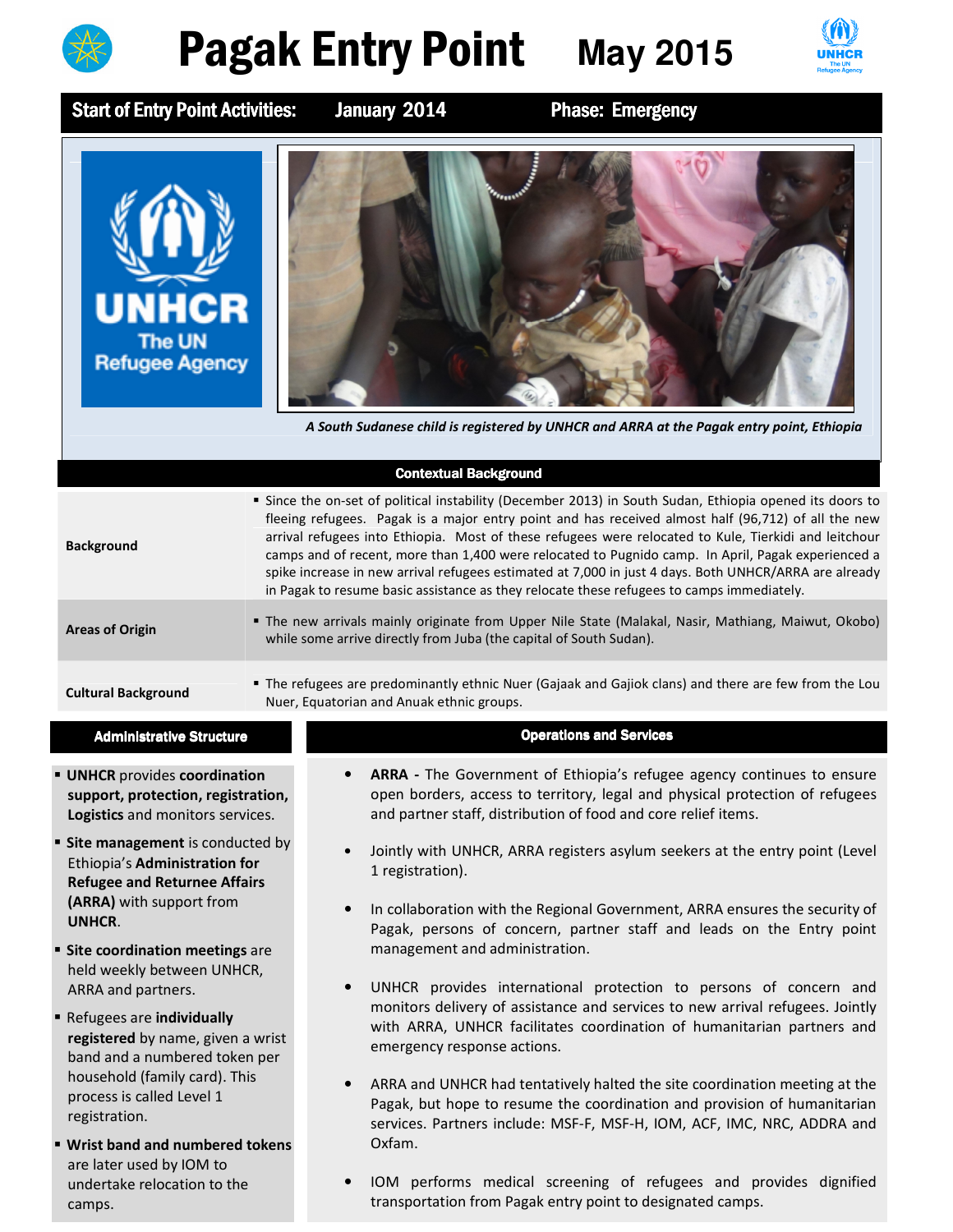# Pagak Entry Point May 2015

**Start of Entry Point Activities:** January 2014 **Phase:** Emergency

*A South Sudanese child is registered by UNHCR and ARRA at the Pagak entry point, Ethiopia*

## Contextual Background

| | |
|---|---|
| **Background** | Since the on-set of political instability (December 2013) in South Sudan, Ethiopia opened its doors to fleeing refugees. Pagak is a major entry point and has received almost half (96,712) of all the new arrival refugees into Ethiopia. Most of these refugees were relocated to Kule, Tierkidi and leitchour camps and of recent, more than 1,400 were relocated to Pugnido camp. In April, Pagak experienced a spike increase in new arrival refugees estimated at 7,000 in just 4 days. Both UNHCR/ARRA are already in Pagak to resume basic assistance as they relocate these refugees to camps immediately. |
| **Areas of Origin** | The new arrivals mainly originate from Upper Nile State (Malakal, Nasir, Mathiang, Maiwut, Okobo) while some arrive directly from Juba (the capital of South Sudan). |
| **Cultural Background** | The refugees are predominantly ethnic Nuer (Gajaak and Gajiok clans) and there are few from the Lou Nuer, Equatorian and Anuak ethnic groups. |

## Administrative Structure

- **UNHCR** provides **coordination support, protection, registration, Logistics** and monitors services.
- **Site management** is conducted by Ethiopia's **Administration for Refugee and Returnee Affairs (ARRA)** with support from **UNHCR**.
- **Site coordination meetings** are held weekly between UNHCR, ARRA and partners.
- Refugees are **individually registered** by name, given a wrist band and a numbered token per household (family card). This process is called Level 1 registration.
- **Wrist band and numbered tokens** are later used by IOM to undertake relocation to the camps.

## Operations and Services

- **ARRA -** The Government of Ethiopia's refugee agency continues to ensure open borders, access to territory, legal and physical protection of refugees and partner staff, distribution of food and core relief items.
- Jointly with UNHCR, ARRA registers asylum seekers at the entry point (Level 1 registration).
- In collaboration with the Regional Government, ARRA ensures the security of Pagak, persons of concern, partner staff and leads on the Entry point management and administration.
- UNHCR provides international protection to persons of concern and monitors delivery of assistance and services to new arrival refugees. Jointly with ARRA, UNHCR facilitates coordination of humanitarian partners and emergency response actions.
- ARRA and UNHCR had tentatively halted the site coordination meeting at the Pagak, but hope to resume the coordination and provision of humanitarian services. Partners include: MSF-F, MSF-H, IOM, ACF, IMC, NRC, ADDRA and Oxfam.
- IOM performs medical screening of refugees and provides dignified transportation from Pagak entry point to designated camps.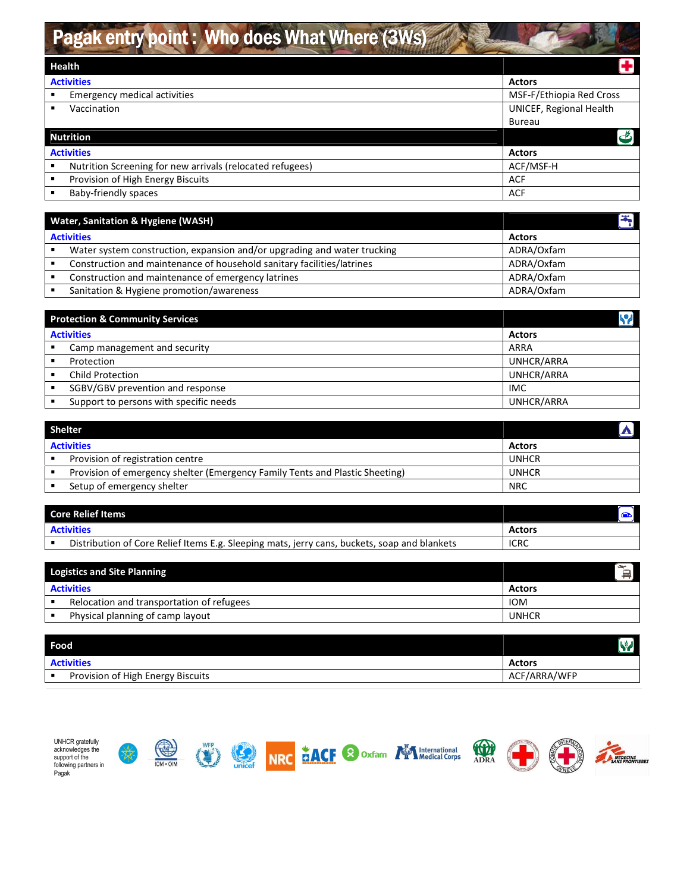# Pagak entry point : Who does What Where (3Ws)

## Health

| Activities | Actors |
| --- | --- |
| Emergency medical activities | MSF-F/Ethiopia Red Cross |
| Vaccination | UNICEF, Regional Health Bureau |

## Nutrition

| Activities | Actors |
| --- | --- |
| Nutrition Screening for new arrivals (relocated refugees) | ACF/MSF-H |
| Provision of High Energy Biscuits | ACF |
| Baby-friendly spaces | ACF |

## Water, Sanitation & Hygiene (WASH)

| Activities | Actors |
| --- | --- |
| Water system construction, expansion and/or upgrading and water trucking | ADRA/Oxfam |
| Construction and maintenance of household sanitary facilities/latrines | ADRA/Oxfam |
| Construction and maintenance of emergency latrines | ADRA/Oxfam |
| Sanitation & Hygiene promotion/awareness | ADRA/Oxfam |

## Protection & Community Services

| Activities | Actors |
| --- | --- |
| Camp management and security | ARRA |
| Protection | UNHCR/ARRA |
| Child Protection | UNHCR/ARRA |
| SGBV/GBV prevention and response | IMC |
| Support to persons with specific needs | UNHCR/ARRA |

## Shelter

| Activities | Actors |
| --- | --- |
| Provision of registration centre | UNHCR |
| Provision of emergency shelter (Emergency Family Tents and Plastic Sheeting) | UNHCR |
| Setup of emergency shelter | NRC |

## Core Relief Items

| Activities | Actors |
| --- | --- |
| Distribution of Core Relief Items E.g. Sleeping mats, jerry cans, buckets, soap and blankets | ICRC |

## Logistics and Site Planning

| Activities | Actors |
| --- | --- |
| Relocation and transportation of refugees | IOM |
| Physical planning of camp layout | UNHCR |

## Food

| Activities | Actors |
| --- | --- |
| Provision of High Energy Biscuits | ACF/ARRA/WFP |

UNHCR gratefully acknowledges the support of the following partners in Pagak